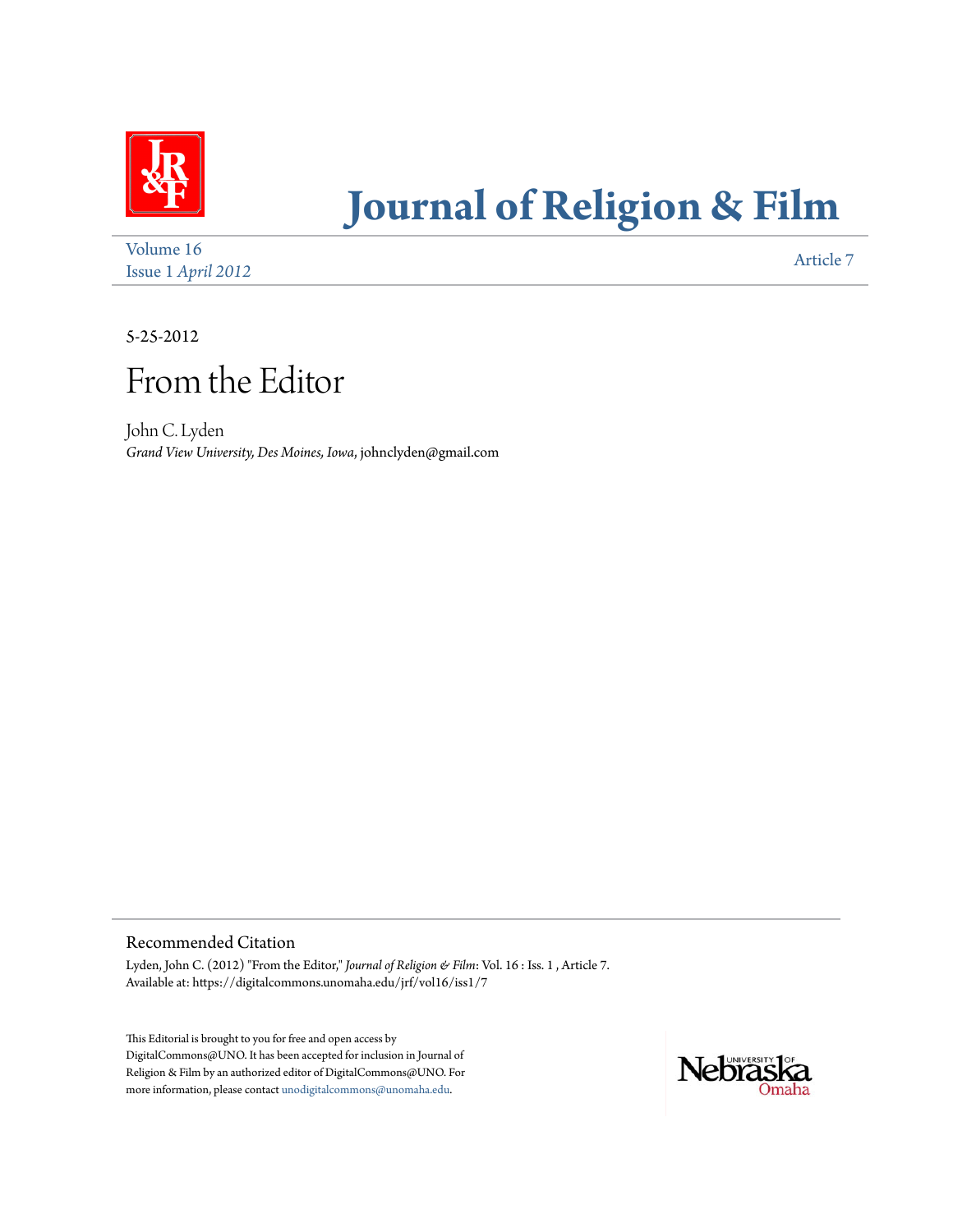# Journal of Religion & Film

Volume 16
Issue 1 *April 2012*

Article 7

5-25-2012

## From the Editor

John C. Lyden
*Grand View University, Des Moines, Iowa*, johnclyden@gmail.com

### Recommended Citation

Lyden, John C. (2012) "From the Editor," *Journal of Religion & Film*: Vol. 16 : Iss. 1 , Article 7.
Available at: https://digitalcommons.unomaha.edu/jrf/vol16/iss1/7

This Editorial is brought to you for free and open access by DigitalCommons@UNO. It has been accepted for inclusion in Journal of Religion & Film by an authorized editor of DigitalCommons@UNO. For more information, please contact unodigitalcommons@unomaha.edu.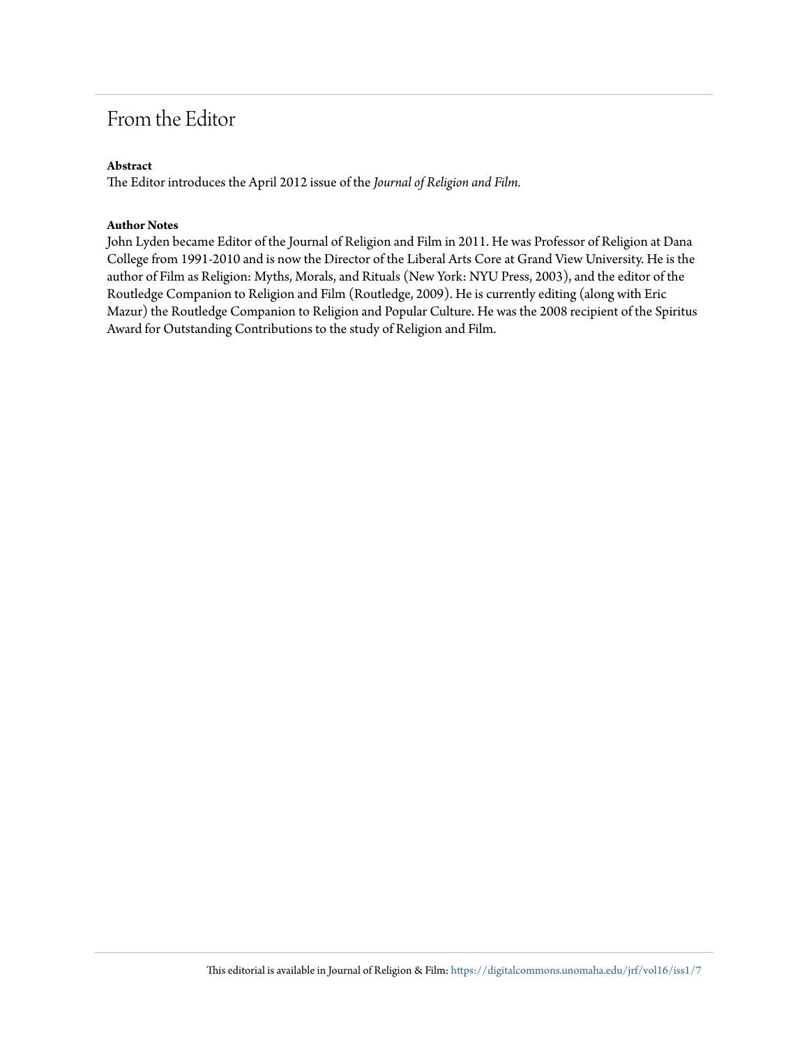# From the Editor

**Abstract**

The Editor introduces the April 2012 issue of the *Journal of Religion and Film.*

**Author Notes**

John Lyden became Editor of the Journal of Religion and Film in 2011. He was Professor of Religion at Dana College from 1991-2010 and is now the Director of the Liberal Arts Core at Grand View University. He is the author of Film as Religion: Myths, Morals, and Rituals (New York: NYU Press, 2003), and the editor of the Routledge Companion to Religion and Film (Routledge, 2009). He is currently editing (along with Eric Mazur) the Routledge Companion to Religion and Popular Culture. He was the 2008 recipient of the Spiritus Award for Outstanding Contributions to the study of Religion and Film.

This editorial is available in Journal of Religion & Film: https://digitalcommons.unomaha.edu/jrf/vol16/iss1/7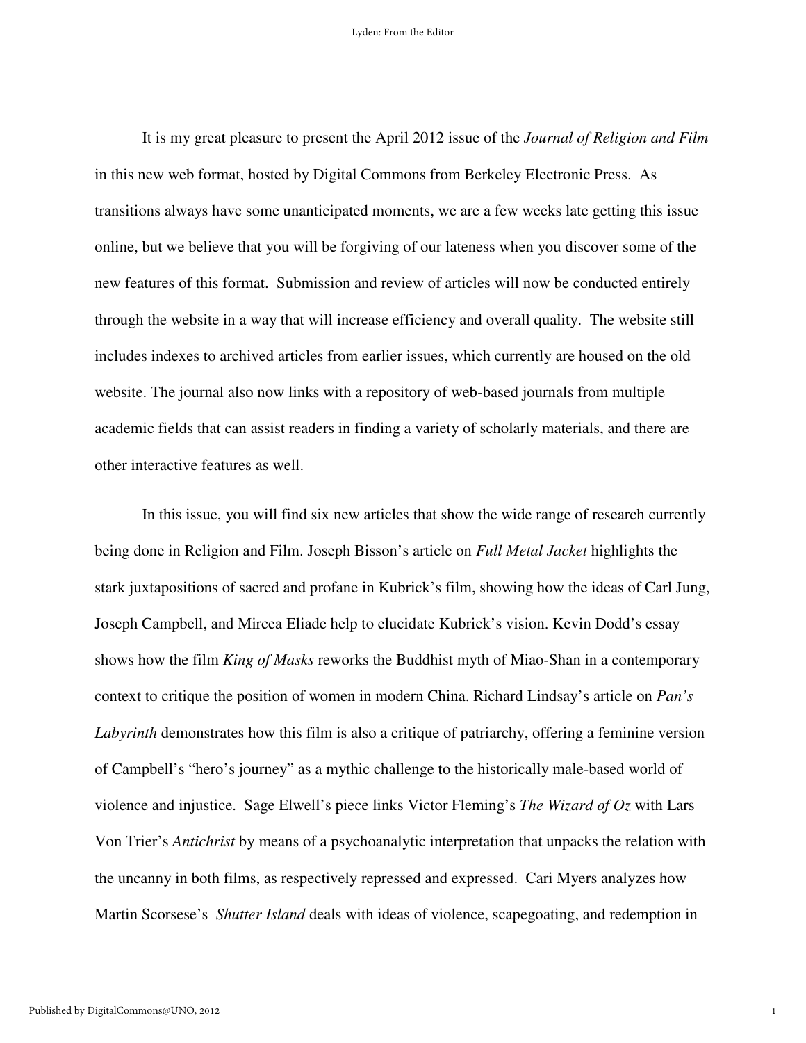It is my great pleasure to present the April 2012 issue of the *Journal of Religion and Film* in this new web format, hosted by Digital Commons from Berkeley Electronic Press. As transitions always have some unanticipated moments, we are a few weeks late getting this issue online, but we believe that you will be forgiving of our lateness when you discover some of the new features of this format. Submission and review of articles will now be conducted entirely through the website in a way that will increase efficiency and overall quality. The website still includes indexes to archived articles from earlier issues, which currently are housed on the old website. The journal also now links with a repository of web-based journals from multiple academic fields that can assist readers in finding a variety of scholarly materials, and there are other interactive features as well.

In this issue, you will find six new articles that show the wide range of research currently being done in Religion and Film. Joseph Bisson's article on *Full Metal Jacket* highlights the stark juxtapositions of sacred and profane in Kubrick's film, showing how the ideas of Carl Jung, Joseph Campbell, and Mircea Eliade help to elucidate Kubrick's vision. Kevin Dodd's essay shows how the film *King of Masks* reworks the Buddhist myth of Miao-Shan in a contemporary context to critique the position of women in modern China. Richard Lindsay's article on *Pan's Labyrinth* demonstrates how this film is also a critique of patriarchy, offering a feminine version of Campbell's "hero's journey" as a mythic challenge to the historically male-based world of violence and injustice. Sage Elwell's piece links Victor Fleming's *The Wizard of Oz* with Lars Von Trier's *Antichrist* by means of a psychoanalytic interpretation that unpacks the relation with the uncanny in both films, as respectively repressed and expressed. Cari Myers analyzes how Martin Scorsese's *Shutter Island* deals with ideas of violence, scapegoating, and redemption in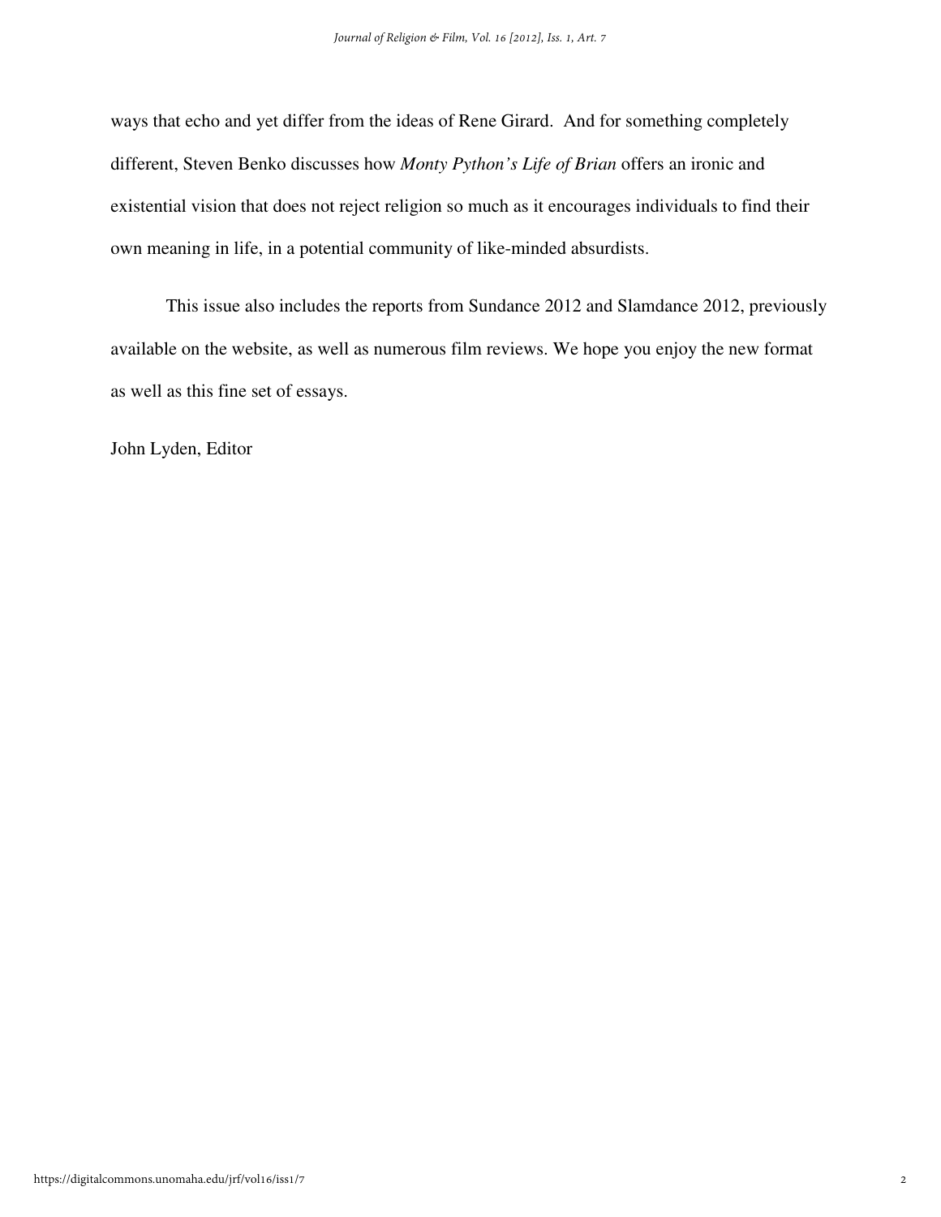ways that echo and yet differ from the ideas of Rene Girard. And for something completely different, Steven Benko discusses how *Monty Python's Life of Brian* offers an ironic and existential vision that does not reject religion so much as it encourages individuals to find their own meaning in life, in a potential community of like-minded absurdists.

This issue also includes the reports from Sundance 2012 and Slamdance 2012, previously available on the website, as well as numerous film reviews. We hope you enjoy the new format as well as this fine set of essays.

John Lyden, Editor